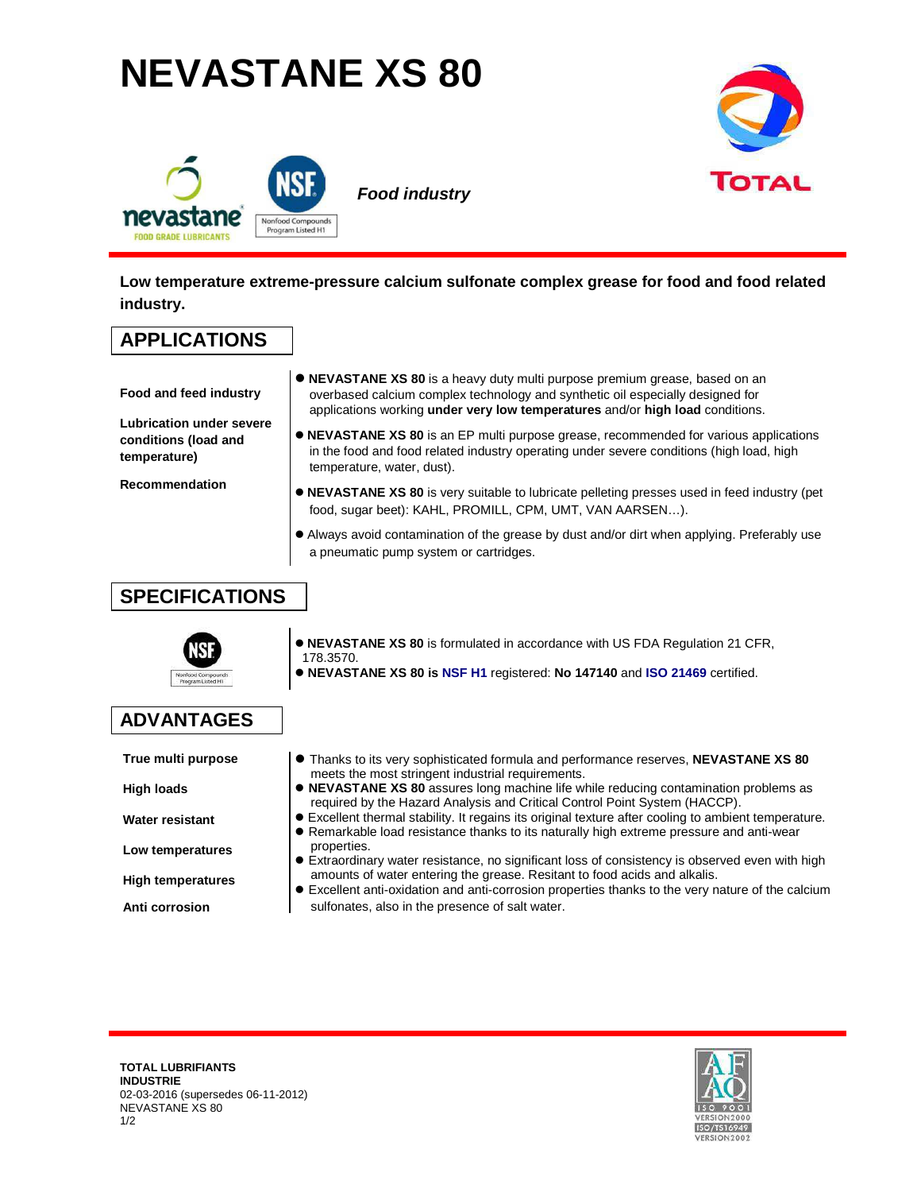# NEVASTANE XS 80

nevastane FOOD GRADE LUBRICANTS

NSF Nonfood Compounds Program Listed H1

***Food industry***

TOTAL

**Low temperature extreme-pressure calcium sulfonate complex grease for food and food related industry.**

## APPLICATIONS

**Food and feed industry**

**Lubrication under severe conditions (load and temperature)**

**Recommendation**

- **NEVASTANE XS 80** is a heavy duty multi purpose premium grease, based on an overbased calcium complex technology and synthetic oil especially designed for applications working **under very low temperatures** and/or **high load** conditions.
- **NEVASTANE XS 80** is an EP multi purpose grease, recommended for various applications in the food and food related industry operating under severe conditions (high load, high temperature, water, dust).
- **NEVASTANE XS 80** is very suitable to lubricate pelleting presses used in feed industry (pet food, sugar beet): KAHL, PROMILL, CPM, UMT, VAN AARSEN…).
- Always avoid contamination of the grease by dust and/or dirt when applying. Preferably use a pneumatic pump system or cartridges.

## SPECIFICATIONS

NSF Nonfood Compounds Program Listed H1

- **NEVASTANE XS 80** is formulated in accordance with US FDA Regulation 21 CFR, 178.3570.
- **NEVASTANE XS 80 is NSF H1** registered: **No 147140** and **ISO 21469** certified.

## ADVANTAGES

**True multi purpose**

**High loads**

**Water resistant**

**Low temperatures**

**High temperatures**

**Anti corrosion**

- Thanks to its very sophisticated formula and performance reserves, **NEVASTANE XS 80** meets the most stringent industrial requirements.
- **NEVASTANE XS 80** assures long machine life while reducing contamination problems as required by the Hazard Analysis and Critical Control Point System (HACCP).
- Excellent thermal stability. It regains its original texture after cooling to ambient temperature.
- Remarkable load resistance thanks to its naturally high extreme pressure and anti-wear properties.
- Extraordinary water resistance, no significant loss of consistency is observed even with high amounts of water entering the grease. Resitant to food acids and alkalis.
- Excellent anti-oxidation and anti-corrosion properties thanks to the very nature of the calcium sulfonates, also in the presence of salt water.

**TOTAL LUBRIFIANTS INDUSTRIE**
02-03-2016 (supersedes 06-11-2012)
NEVASTANE XS 80

AFAQ ISO 9001 VERSION2000 ISO/TS16949 VERSION2002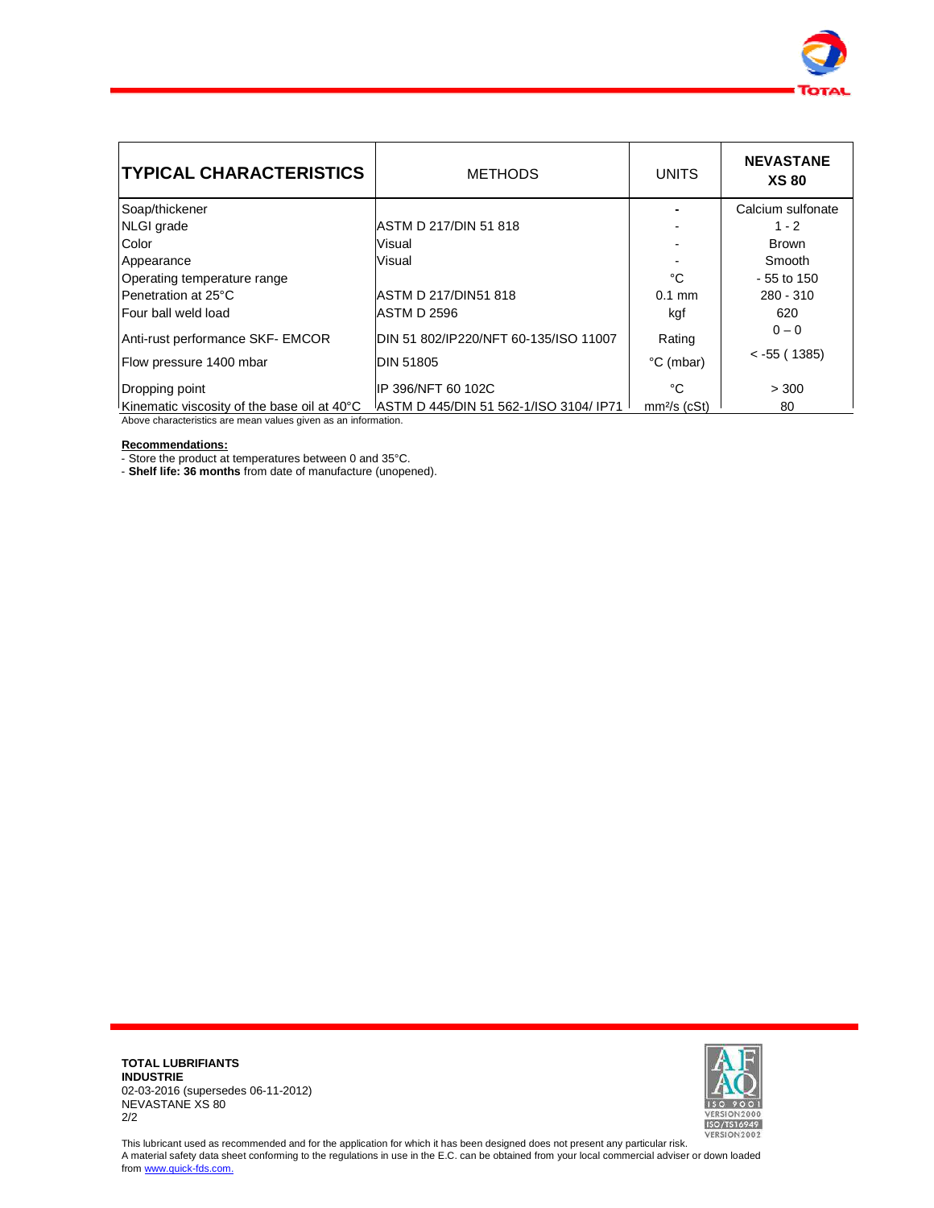| TYPICAL CHARACTERISTICS | METHODS | UNITS | NEVASTANE XS 80 |
|---|---|---|---|
| Soap/thickener | | - | Calcium sulfonate |
| NLGI grade | ASTM D 217/DIN 51 818 | - | 1 - 2 |
| Color | Visual | - | Brown |
| Appearance | Visual | - | Smooth |
| Operating temperature range | | °C | - 55 to 150 |
| Penetration at 25°C | ASTM D 217/DIN51 818 | 0.1 mm | 280 - 310 |
| Four ball weld load | ASTM D 2596 | kgf | 620 |
| Anti-rust performance SKF- EMCOR | DIN 51 802/IP220/NFT 60-135/ISO 11007 | Rating | 0 – 0 |
| Flow pressure 1400 mbar | DIN 51805 | °C (mbar) | < -55 ( 1385) |
| Dropping point | IP 396/NFT 60 102C | °C | > 300 |
| Kinematic viscosity of the base oil at 40°C | ASTM D 445/DIN 51 562-1/ISO 3104/ IP71 | mm²/s (cSt) | 80 |

Above characteristics are mean values given as an information.

**Recommendations:**

- Store the product at temperatures between 0 and 35°C.
- **Shelf life: 36 months** from date of manufacture (unopened).

**TOTAL LUBRIFIANTS INDUSTRIE**
02-03-2016 (supersedes 06-11-2012)
NEVASTANE XS 80

This lubricant used as recommended and for the application for which it has been designed does not present any particular risk.
A material safety data sheet conforming to the regulations in use in the E.C. can be obtained from your local commercial adviser or down loaded from www.quick-fds.com.